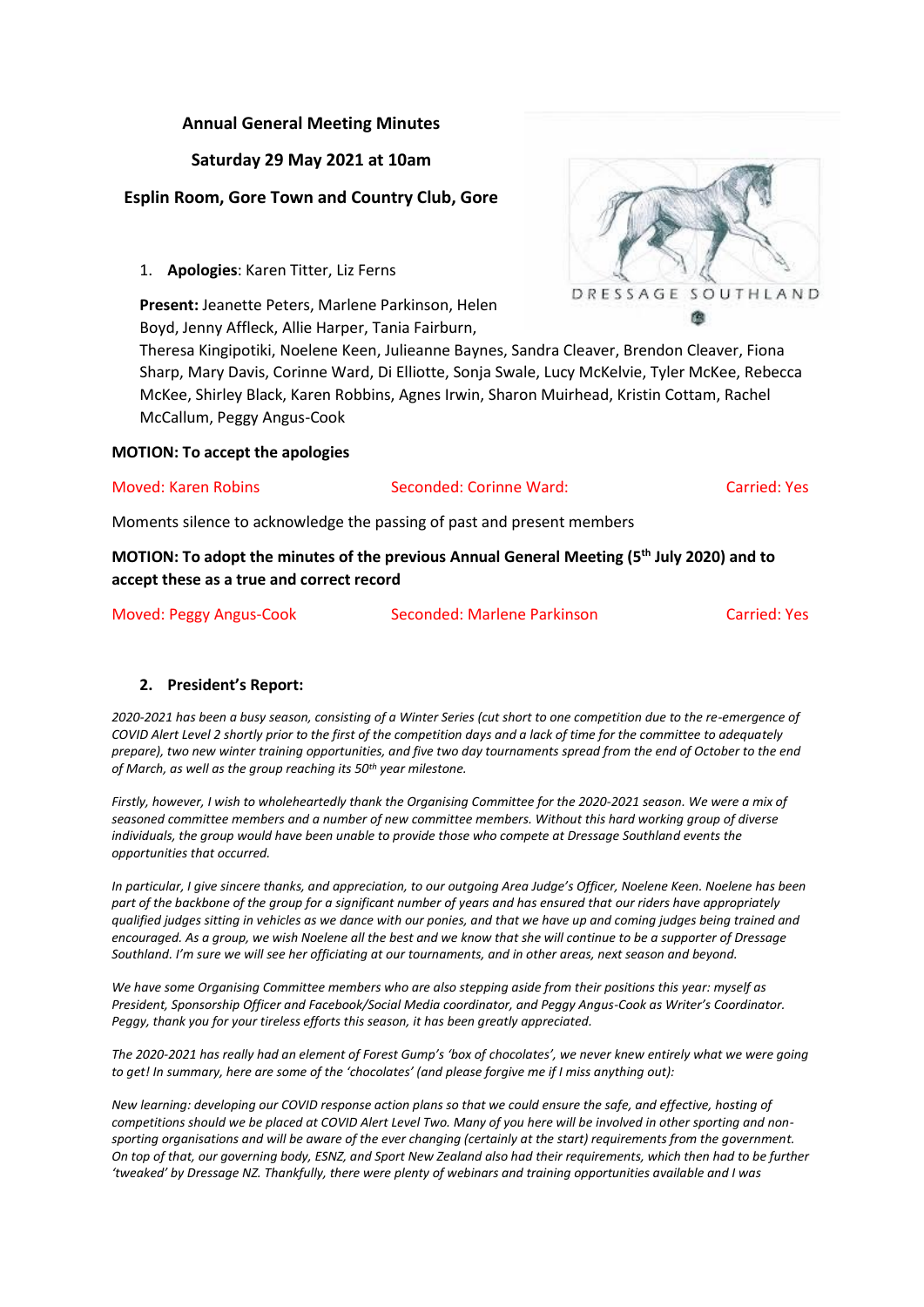**Annual General Meeting Minutes**

**Saturday 29 May 2021 at 10am**

**Esplin Room, Gore Town and Country Club, Gore**

DRESSAGE SOUTHLAND

1. **Apologies**: Karen Titter, Liz Ferns

**Present:** Jeanette Peters, Marlene Parkinson, Helen Boyd, Jenny Affleck, Allie Harper, Tania Fairburn, Theresa Kingipotiki, Noelene Keen, Julieanne Baynes, Sandra Cleaver, Brendon Cleaver, Fiona Sharp, Mary Davis, Corinne Ward, Di Elliotte, Sonja Swale, Lucy McKelvie, Tyler McKee, Rebecca McKee, Shirley Black, Karen Robbins, Agnes Irwin, Sharon Muirhead, Kristin Cottam, Rachel McCallum, Peggy Angus-Cook

**MOTION: To accept the apologies**

| Moved: Karen Robins | Seconded: Corinne Ward: | Carried: Yes |
|---|---|---|

Moments silence to acknowledge the passing of past and present members

**MOTION: To adopt the minutes of the previous Annual General Meeting (5th July 2020) and to accept these as a true and correct record**

| Moved: Peggy Angus-Cook | Seconded: Marlene Parkinson | Carried: Yes |
|---|---|---|

2. **President's Report:**

*2020-2021 has been a busy season, consisting of a Winter Series (cut short to one competition due to the re-emergence of COVID Alert Level 2 shortly prior to the first of the competition days and a lack of time for the committee to adequately prepare), two new winter training opportunities, and five two day tournaments spread from the end of October to the end of March, as well as the group reaching its 50th year milestone.*

*Firstly, however, I wish to wholeheartedly thank the Organising Committee for the 2020-2021 season. We were a mix of seasoned committee members and a number of new committee members. Without this hard working group of diverse individuals, the group would have been unable to provide those who compete at Dressage Southland events the opportunities that occurred.*

*In particular, I give sincere thanks, and appreciation, to our outgoing Area Judge's Officer, Noelene Keen. Noelene has been part of the backbone of the group for a significant number of years and has ensured that our riders have appropriately qualified judges sitting in vehicles as we dance with our ponies, and that we have up and coming judges being trained and encouraged. As a group, we wish Noelene all the best and we know that she will continue to be a supporter of Dressage Southland. I'm sure we will see her officiating at our tournaments, and in other areas, next season and beyond.*

*We have some Organising Committee members who are also stepping aside from their positions this year: myself as President, Sponsorship Officer and Facebook/Social Media coordinator, and Peggy Angus-Cook as Writer's Coordinator. Peggy, thank you for your tireless efforts this season, it has been greatly appreciated.*

*The 2020-2021 has really had an element of Forest Gump's 'box of chocolates', we never knew entirely what we were going to get! In summary, here are some of the 'chocolates' (and please forgive me if I miss anything out):*

*New learning: developing our COVID response action plans so that we could ensure the safe, and effective, hosting of competitions should we be placed at COVID Alert Level Two. Many of you here will be involved in other sporting and non-sporting organisations and will be aware of the ever changing (certainly at the start) requirements from the government. On top of that, our governing body, ESNZ, and Sport New Zealand also had their requirements, which then had to be further 'tweaked' by Dressage NZ. Thankfully, there were plenty of webinars and training opportunities available and I was*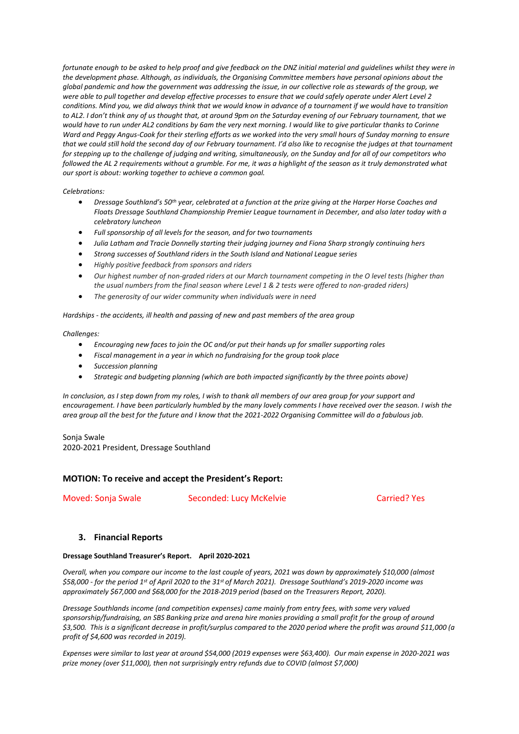*fortunate enough to be asked to help proof and give feedback on the DNZ initial material and guidelines whilst they were in the development phase. Although, as individuals, the Organising Committee members have personal opinions about the global pandemic and how the government was addressing the issue, in our collective role as stewards of the group, we were able to pull together and develop effective processes to ensure that we could safely operate under Alert Level 2 conditions. Mind you, we did always think that we would know in advance of a tournament if we would have to transition to AL2. I don't think any of us thought that, at around 9pm on the Saturday evening of our February tournament, that we would have to run under AL2 conditions by 6am the very next morning. I would like to give particular thanks to Corinne Ward and Peggy Angus-Cook for their sterling efforts as we worked into the very small hours of Sunday morning to ensure that we could still hold the second day of our February tournament. I'd also like to recognise the judges at that tournament for stepping up to the challenge of judging and writing, simultaneously, on the Sunday and for all of our competitors who followed the AL 2 requirements without a grumble. For me, it was a highlight of the season as it truly demonstrated what our sport is about: working together to achieve a common goal.*

*Celebrations:*

- *Dressage Southland's 50th year, celebrated at a function at the prize giving at the Harper Horse Coaches and Floats Dressage Southland Championship Premier League tournament in December, and also later today with a celebratory luncheon*
- *Full sponsorship of all levels for the season, and for two tournaments*
- *Julia Latham and Tracie Donnelly starting their judging journey and Fiona Sharp strongly continuing hers*
- *Strong successes of Southland riders in the South Island and National League series*
- *Highly positive feedback from sponsors and riders*
- *Our highest number of non-graded riders at our March tournament competing in the O level tests (higher than the usual numbers from the final season where Level 1 & 2 tests were offered to non-graded riders)*
- *The generosity of our wider community when individuals were in need*

*Hardships - the accidents, ill health and passing of new and past members of the area group*

*Challenges:*

- *Encouraging new faces to join the OC and/or put their hands up for smaller supporting roles*
- *Fiscal management in a year in which no fundraising for the group took place*
- *Succession planning*
- *Strategic and budgeting planning (which are both impacted significantly by the three points above)*

*In conclusion, as I step down from my roles, I wish to thank all members of our area group for your support and encouragement. I have been particularly humbled by the many lovely comments I have received over the season. I wish the area group all the best for the future and I know that the 2021-2022 Organising Committee will do a fabulous job.*

Sonja Swale
2020-2021 President, Dressage Southland

**MOTION: To receive and accept the President's Report:**

Moved: Sonja Swale    Seconded: Lucy McKelvie    Carried? Yes

### 3. Financial Reports

**Dressage Southland Treasurer's Report. April 2020-2021**

*Overall, when you compare our income to the last couple of years, 2021 was down by approximately $10,000 (almost $58,000 - for the period 1st of April 2020 to the 31st of March 2021). Dressage Southland's 2019-2020 income was approximately $67,000 and $68,000 for the 2018-2019 period (based on the Treasurers Report, 2020).*

*Dressage Southlands income (and competition expenses) came mainly from entry fees, with some very valued sponsorship/fundraising, an SBS Banking prize and arena hire monies providing a small profit for the group of around $3,500. This is a significant decrease in profit/surplus compared to the 2020 period where the profit was around $11,000 (a profit of $4,600 was recorded in 2019).*

*Expenses were similar to last year at around $54,000 (2019 expenses were $63,400). Our main expense in 2020-2021 was prize money (over $11,000), then not surprisingly entry refunds due to COVID (almost $7,000)*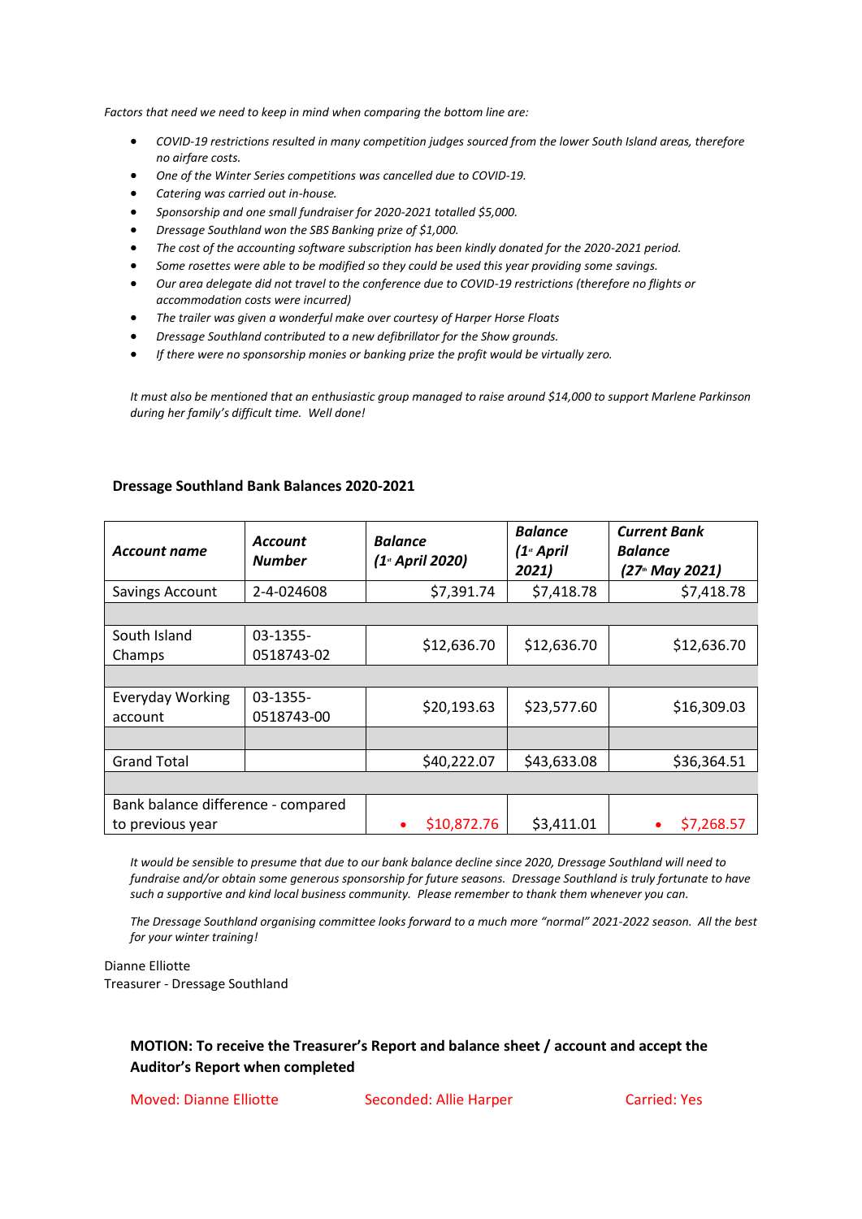*Factors that need we need to keep in mind when comparing the bottom line are:*

- *COVID-19 restrictions resulted in many competition judges sourced from the lower South Island areas, therefore no airfare costs.*
- *One of the Winter Series competitions was cancelled due to COVID-19.*
- *Catering was carried out in-house.*
- *Sponsorship and one small fundraiser for 2020-2021 totalled $5,000.*
- *Dressage Southland won the SBS Banking prize of $1,000.*
- *The cost of the accounting software subscription has been kindly donated for the 2020-2021 period.*
- *Some rosettes were able to be modified so they could be used this year providing some savings.*
- *Our area delegate did not travel to the conference due to COVID-19 restrictions (therefore no flights or accommodation costs were incurred)*
- *The trailer was given a wonderful make over courtesy of Harper Horse Floats*
- *Dressage Southland contributed to a new defibrillator for the Show grounds.*
- *If there were no sponsorship monies or banking prize the profit would be virtually zero.*

*It must also be mentioned that an enthusiastic group managed to raise around $14,000 to support Marlene Parkinson during her family's difficult time. Well done!*

**Dressage Southland Bank Balances 2020-2021**

| ***Account name*** | ***Account Number*** | ***Balance (1st April 2020)*** | ***Balance (1st April 2021)*** | ***Current Bank Balance (27th May 2021)*** |
|---|---|---|---|---|
| Savings Account | 2-4-024608 | $7,391.74 | $7,418.78 | $7,418.78 |
| | | | | |
| South Island Champs | 03-1355-0518743-02 | $12,636.70 | $12,636.70 | $12,636.70 |
| | | | | |
| Everyday Working account | 03-1355-0518743-00 | $20,193.63 | $23,577.60 | $16,309.03 |
| | | | | |
| Grand Total | | $40,222.07 | $43,633.08 | $36,364.51 |
| | | | | |
| Bank balance difference - compared to previous year | | • $10,872.76 | $3,411.01 | • $7,268.57 |

*It would be sensible to presume that due to our bank balance decline since 2020, Dressage Southland will need to fundraise and/or obtain some generous sponsorship for future seasons. Dressage Southland is truly fortunate to have such a supportive and kind local business community. Please remember to thank them whenever you can.*

*The Dressage Southland organising committee looks forward to a much more "normal" 2021-2022 season. All the best for your winter training!*

Dianne Elliotte
Treasurer - Dressage Southland

**MOTION: To receive the Treasurer's Report and balance sheet / account and accept the Auditor's Report when completed**

Moved: Dianne Elliotte    Seconded: Allie Harper    Carried: Yes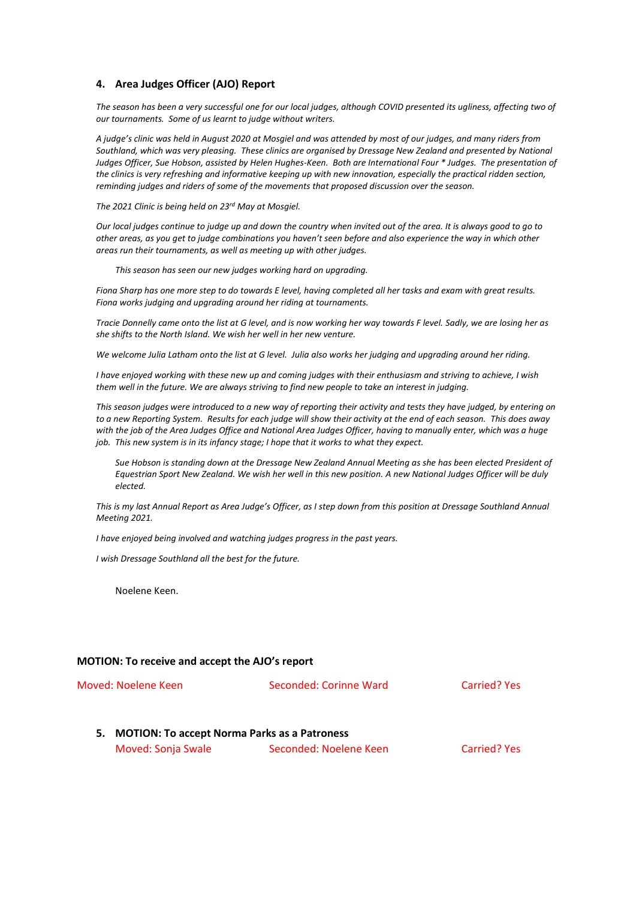## 4. Area Judges Officer (AJO) Report

*The season has been a very successful one for our local judges, although COVID presented its ugliness, affecting two of our tournaments. Some of us learnt to judge without writers.*

*A judge's clinic was held in August 2020 at Mosgiel and was attended by most of our judges, and many riders from Southland, which was very pleasing. These clinics are organised by Dressage New Zealand and presented by National Judges Officer, Sue Hobson, assisted by Helen Hughes-Keen. Both are International Four * Judges. The presentation of the clinics is very refreshing and informative keeping up with new innovation, especially the practical ridden section, reminding judges and riders of some of the movements that proposed discussion over the season.*

*The 2021 Clinic is being held on 23rd May at Mosgiel.*

*Our local judges continue to judge up and down the country when invited out of the area. It is always good to go to other areas, as you get to judge combinations you haven't seen before and also experience the way in which other areas run their tournaments, as well as meeting up with other judges.*

*This season has seen our new judges working hard on upgrading.*

*Fiona Sharp has one more step to do towards E level, having completed all her tasks and exam with great results. Fiona works judging and upgrading around her riding at tournaments.*

*Tracie Donnelly came onto the list at G level, and is now working her way towards F level. Sadly, we are losing her as she shifts to the North Island. We wish her well in her new venture.*

*We welcome Julia Latham onto the list at G level. Julia also works her judging and upgrading around her riding.*

*I have enjoyed working with these new up and coming judges with their enthusiasm and striving to achieve, I wish them well in the future. We are always striving to find new people to take an interest in judging.*

*This season judges were introduced to a new way of reporting their activity and tests they have judged, by entering on to a new Reporting System. Results for each judge will show their activity at the end of each season. This does away with the job of the Area Judges Office and National Area Judges Officer, having to manually enter, which was a huge job. This new system is in its infancy stage; I hope that it works to what they expect.*

*Sue Hobson is standing down at the Dressage New Zealand Annual Meeting as she has been elected President of Equestrian Sport New Zealand. We wish her well in this new position. A new National Judges Officer will be duly elected.*

*This is my last Annual Report as Area Judge's Officer, as I step down from this position at Dressage Southland Annual Meeting 2021.*

*I have enjoyed being involved and watching judges progress in the past years.*

*I wish Dressage Southland all the best for the future.*

Noelene Keen.

**MOTION: To receive and accept the AJO's report**

Moved: Noelene Keen    Seconded: Corinne Ward    Carried? Yes

## 5. MOTION: To accept Norma Parks as a Patroness

Moved: Sonja Swale    Seconded: Noelene Keen    Carried? Yes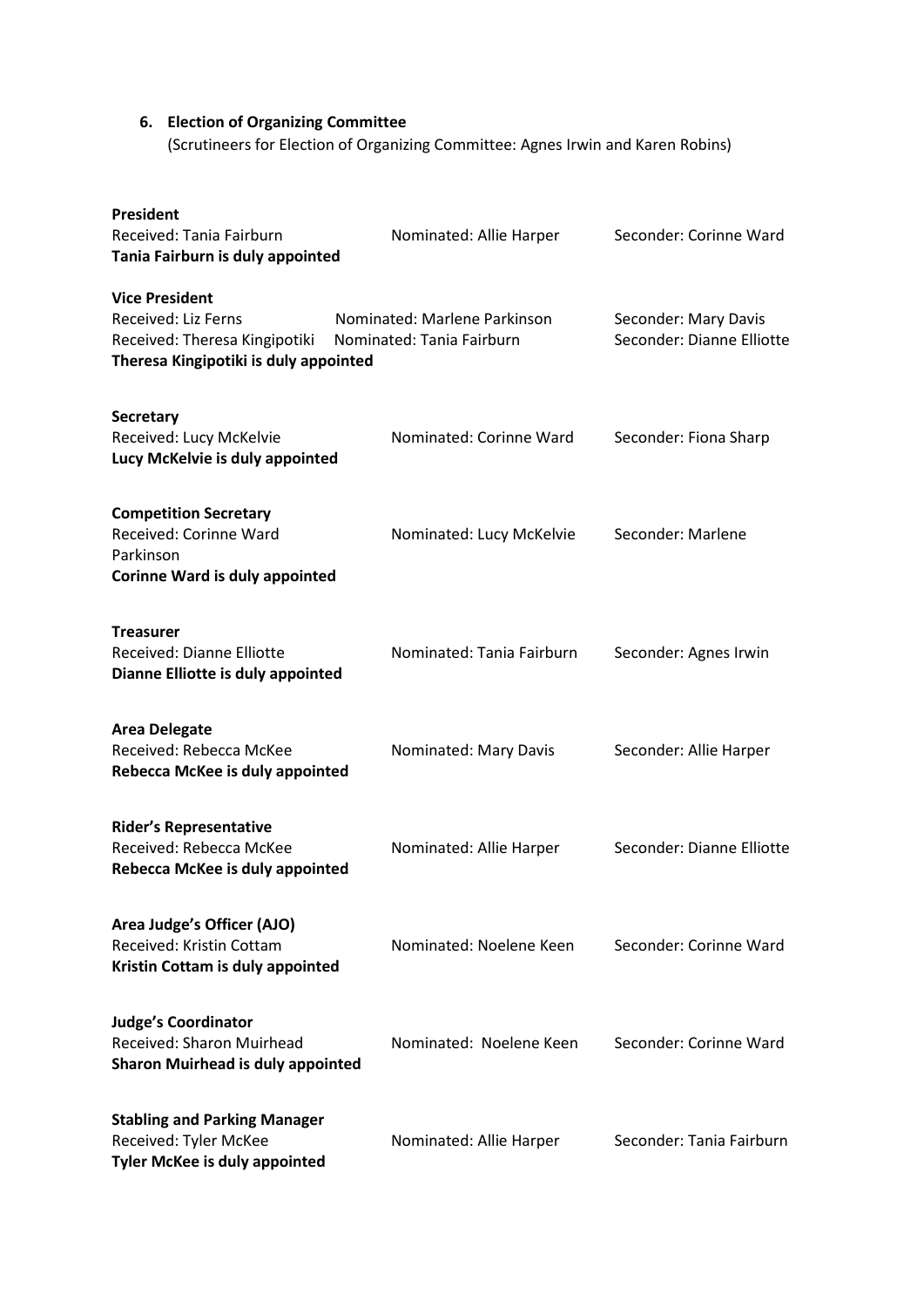6. **Election of Organizing Committee**
   (Scrutineers for Election of Organizing Committee: Agnes Irwin and Karen Robins)

**President**
Received: Tania Fairburn Nominated: Allie Harper Seconder: Corinne Ward
**Tania Fairburn is duly appointed**

**Vice President**
Received: Liz Ferns Nominated: Marlene Parkinson Seconder: Mary Davis
Received: Theresa Kingipotiki Nominated: Tania Fairburn Seconder: Dianne Elliotte
**Theresa Kingipotiki is duly appointed**

**Secretary**
Received: Lucy McKelvie Nominated: Corinne Ward Seconder: Fiona Sharp
**Lucy McKelvie is duly appointed**

**Competition Secretary**
Received: Corinne Ward Nominated: Lucy McKelvie Seconder: Marlene Parkinson
**Corinne Ward is duly appointed**

**Treasurer**
Received: Dianne Elliotte Nominated: Tania Fairburn Seconder: Agnes Irwin
**Dianne Elliotte is duly appointed**

**Area Delegate**
Received: Rebecca McKee Nominated: Mary Davis Seconder: Allie Harper
**Rebecca McKee is duly appointed**

**Rider's Representative**
Received: Rebecca McKee Nominated: Allie Harper Seconder: Dianne Elliotte
**Rebecca McKee is duly appointed**

**Area Judge's Officer (AJO)**
Received: Kristin Cottam Nominated: Noelene Keen Seconder: Corinne Ward
**Kristin Cottam is duly appointed**

**Judge's Coordinator**
Received: Sharon Muirhead Nominated: Noelene Keen Seconder: Corinne Ward
**Sharon Muirhead is duly appointed**

**Stabling and Parking Manager**
Received: Tyler McKee Nominated: Allie Harper Seconder: Tania Fairburn
**Tyler McKee is duly appointed**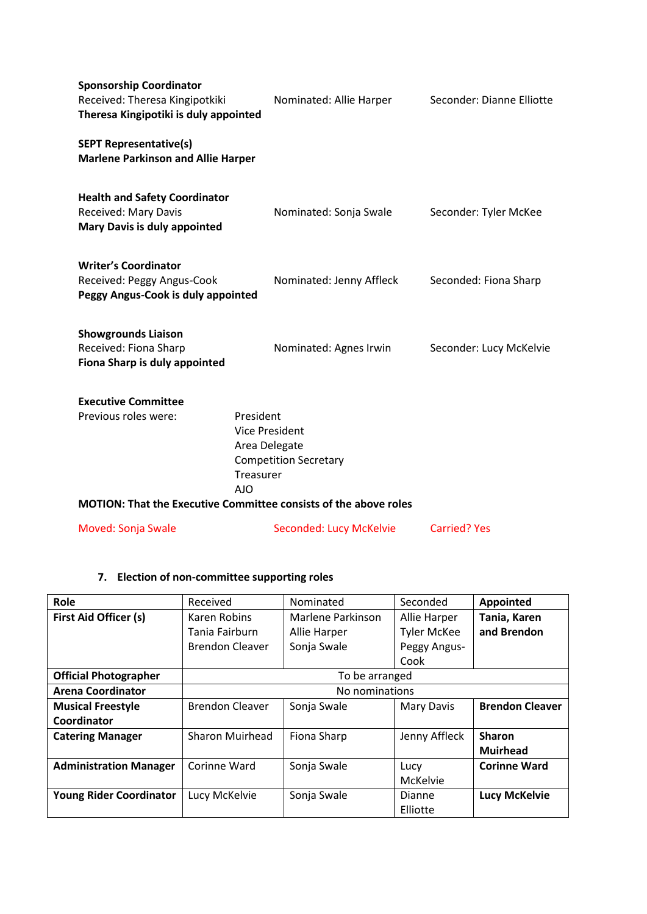**Sponsorship Coordinator**
Received: Theresa Kingipotkiki   Nominated: Allie Harper   Seconder: Dianne Elliotte
**Theresa Kingipotiki is duly appointed**

**SEPT Representative(s)**
**Marlene Parkinson and Allie Harper**

**Health and Safety Coordinator**
Received: Mary Davis   Nominated: Sonja Swale   Seconder: Tyler McKee
**Mary Davis is duly appointed**

**Writer's Coordinator**
Received: Peggy Angus-Cook   Nominated: Jenny Affleck   Seconded: Fiona Sharp
**Peggy Angus-Cook is duly appointed**

**Showgrounds Liaison**
Received: Fiona Sharp   Nominated: Agnes Irwin   Seconder: Lucy McKelvie
**Fiona Sharp is duly appointed**

**Executive Committee**
Previous roles were:
- President
- Vice President
- Area Delegate
- Competition Secretary
- Treasurer
- AJO

**MOTION: That the Executive Committee consists of the above roles**

Moved: Sonja Swale   Seconded: Lucy McKelvie   Carried? Yes

7. **Election of non-committee supporting roles**

| **Role** | Received | Nominated | Seconded | **Appointed** |
|---|---|---|---|---|
| **First Aid Officer (s)** | Karen Robins<br>Tania Fairburn<br>Brendon Cleaver | Marlene Parkinson<br>Allie Harper<br>Sonja Swale | Allie Harper<br>Tyler McKee<br>Peggy Angus-Cook | **Tania, Karen and Brendon** |
| **Official Photographer** | To be arranged | | | |
| **Arena Coordinator** | No nominations | | | |
| **Musical Freestyle Coordinator** | Brendon Cleaver | Sonja Swale | Mary Davis | **Brendon Cleaver** |
| **Catering Manager** | Sharon Muirhead | Fiona Sharp | Jenny Affleck | **Sharon Muirhead** |
| **Administration Manager** | Corinne Ward | Sonja Swale | Lucy McKelvie | **Corinne Ward** |
| **Young Rider Coordinator** | Lucy McKelvie | Sonja Swale | Dianne Elliotte | **Lucy McKelvie** |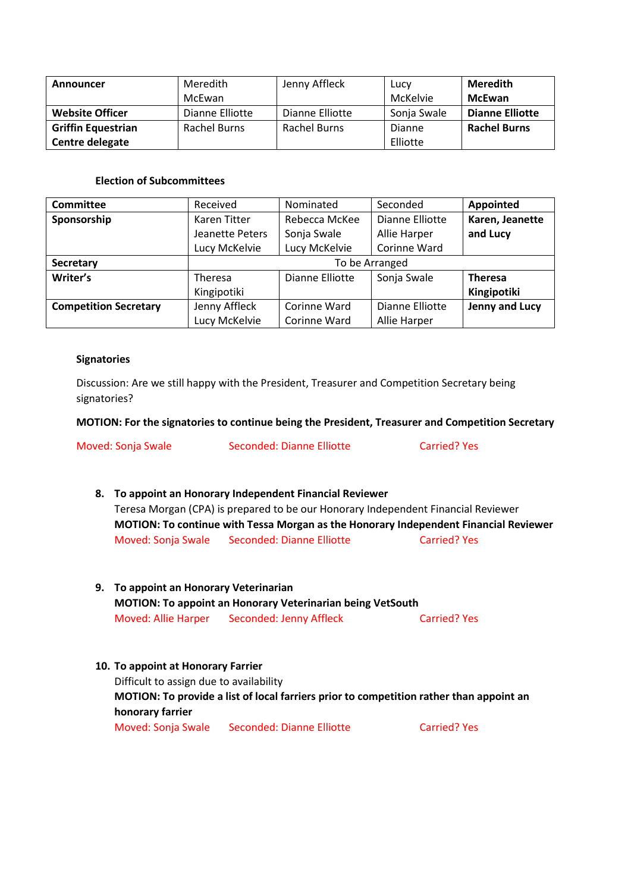| **Announcer** | Meredith McEwan | Jenny Affleck | Lucy McKelvie | **Meredith McEwan** |
|---|---|---|---|---|
| **Website Officer** | Dianne Elliotte | Dianne Elliotte | Sonja Swale | **Dianne Elliotte** |
| **Griffin Equestrian Centre delegate** | Rachel Burns | Rachel Burns | Dianne Elliotte | **Rachel Burns** |

**Election of Subcommittees**

| **Committee** | Received | Nominated | Seconded | **Appointed** |
|---|---|---|---|---|
| **Sponsorship** | Karen Titter<br>Jeanette Peters<br>Lucy McKelvie | Rebecca McKee<br>Sonja Swale<br>Lucy McKelvie | Dianne Elliotte<br>Allie Harper<br>Corinne Ward | **Karen, Jeanette and Lucy** |
| **Secretary** | To be Arranged | | | |
| **Writer's** | Theresa Kingipotiki | Dianne Elliotte | Sonja Swale | **Theresa Kingipotiki** |
| **Competition Secretary** | Jenny Affleck<br>Lucy McKelvie | Corinne Ward<br>Corinne Ward | Dianne Elliotte<br>Allie Harper | **Jenny and Lucy** |

**Signatories**

Discussion: Are we still happy with the President, Treasurer and Competition Secretary being signatories?

**MOTION: For the signatories to continue being the President, Treasurer and Competition Secretary**

Moved: Sonja Swale    Seconded: Dianne Elliotte    Carried? Yes

8. **To appoint an Honorary Independent Financial Reviewer**
   Teresa Morgan (CPA) is prepared to be our Honorary Independent Financial Reviewer
   **MOTION: To continue with Tessa Morgan as the Honorary Independent Financial Reviewer**
   Moved: Sonja Swale    Seconded: Dianne Elliotte    Carried? Yes

9. **To appoint an Honorary Veterinarian**
   **MOTION: To appoint an Honorary Veterinarian being VetSouth**
   Moved: Allie Harper    Seconded: Jenny Affleck    Carried? Yes

10. **To appoint at Honorary Farrier**
    Difficult to assign due to availability
    **MOTION: To provide a list of local farriers prior to competition rather than appoint an honorary farrier**
    Moved: Sonja Swale    Seconded: Dianne Elliotte    Carried? Yes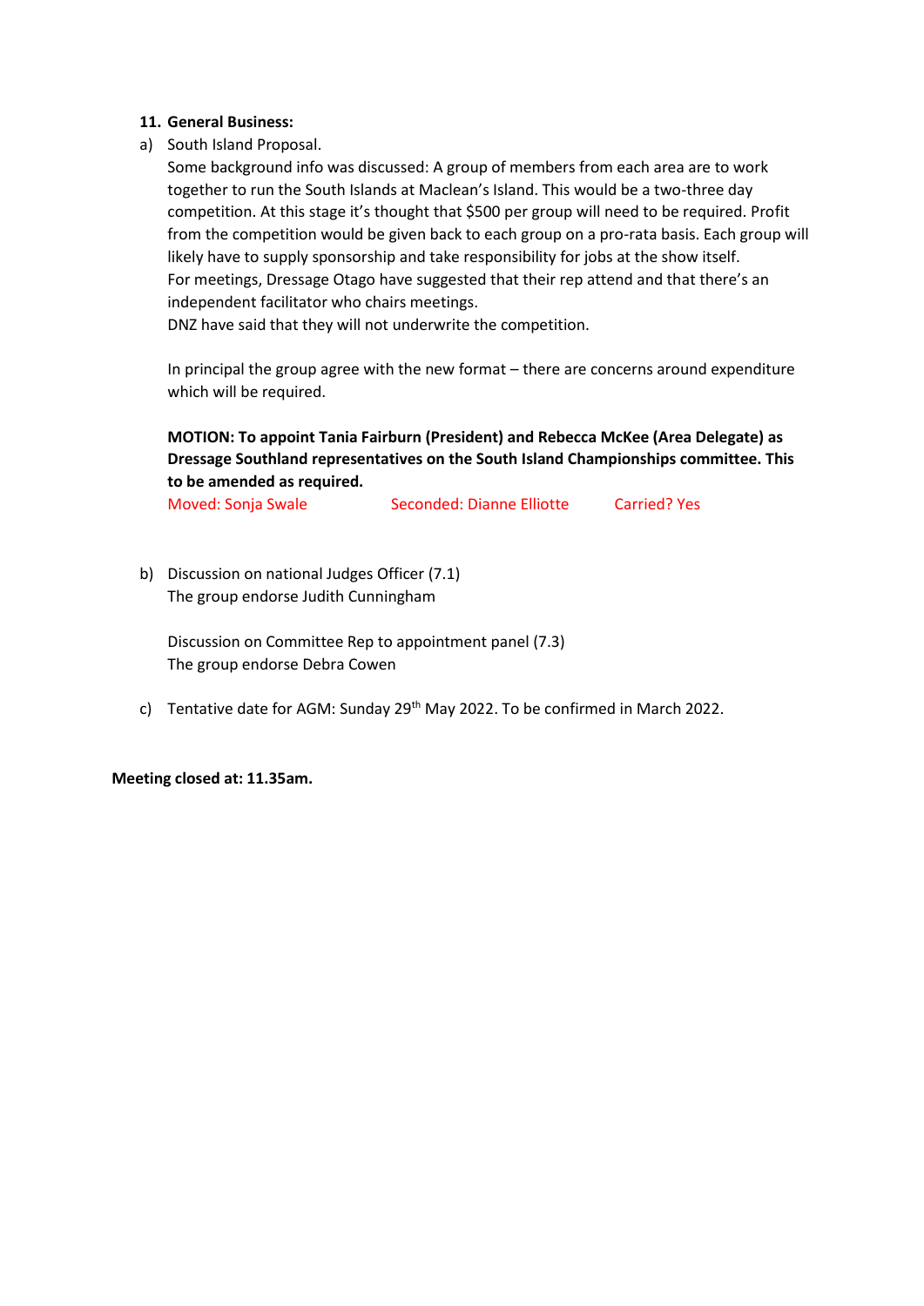**11. General Business:**

a) South Island Proposal.

Some background info was discussed: A group of members from each area are to work together to run the South Islands at Maclean's Island. This would be a two-three day competition. At this stage it's thought that $500 per group will need to be required. Profit from the competition would be given back to each group on a pro-rata basis. Each group will likely have to supply sponsorship and take responsibility for jobs at the show itself.
For meetings, Dressage Otago have suggested that their rep attend and that there's an independent facilitator who chairs meetings.
DNZ have said that they will not underwrite the competition.

In principal the group agree with the new format – there are concerns around expenditure which will be required.

**MOTION: To appoint Tania Fairburn (President) and Rebecca McKee (Area Delegate) as Dressage Southland representatives on the South Island Championships committee. This to be amended as required.**

Moved: Sonja Swale Seconded: Dianne Elliotte Carried? Yes

b) Discussion on national Judges Officer (7.1)
The group endorse Judith Cunningham

Discussion on Committee Rep to appointment panel (7.3)
The group endorse Debra Cowen

c) Tentative date for AGM: Sunday 29th May 2022. To be confirmed in March 2022.

**Meeting closed at: 11.35am.**